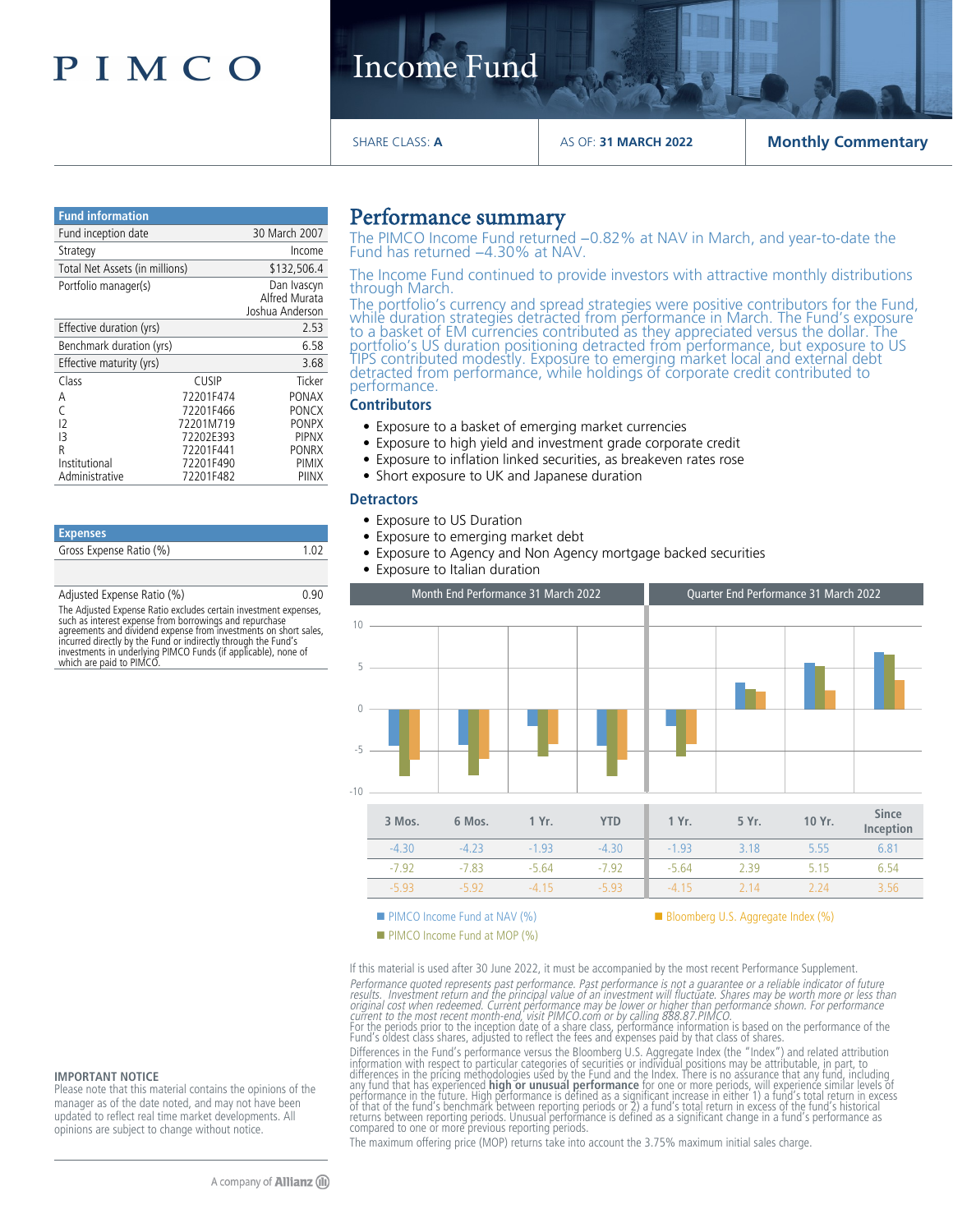# PIMCO

# Income Fund

SHARE CLASS: **A** | AS OF: **31 MARCH 2022** | **Monthly Commentary**

| Fund information | |
|---|---|
| Fund inception date | 30 March 2007 |
| Strategy | Income |
| Total Net Assets (in millions) | $132,506.4 |
| Portfolio manager(s) | Dan Ivascyn<br>Alfred Murata<br>Joshua Anderson |
| Effective duration (yrs) | 2.53 |
| Benchmark duration (yrs) | 6.58 |
| Effective maturity (yrs) | 3.68 |

| Class | CUSIP | Ticker |
|---|---|---|
| A | 72201F474 | PONAX |
| C | 72201F466 | PONCX |
| I2 | 72201M719 | PONPX |
| I3 | 72202E393 | PIPNX |
| R | 72201F441 | PONRX |
| Institutional | 72201F490 | PIMIX |
| Administrative | 72201F482 | PIINX |

| Expenses | |
|---|---|
| Gross Expense Ratio (%) | 1.02 |
| Adjusted Expense Ratio (%) | 0.90 |

The Adjusted Expense Ratio excludes certain investment expenses, such as interest expense from borrowings and repurchase agreements and dividend expense from investments on short sales, incurred directly by the Fund or indirectly through the Fund's investments in underlying PIMCO Funds (if applicable), none of which are paid to PIMCO.

## Performance summary

The PIMCO Income Fund returned –0.82% at NAV in March, and year-to-date the Fund has returned –4.30% at NAV.

The Income Fund continued to provide investors with attractive monthly distributions through March.

The portfolio's currency and spread strategies were positive contributors for the Fund, while duration strategies detracted from performance in March. The Fund's exposure to a basket of EM currencies contributed as they appreciated versus the dollar. The portfolio's US duration positioning detracted from performance, but exposure to US TIPS contributed modestly. Exposure to emerging market local and external debt detracted from performance, while holdings of corporate credit contributed to performance.

### Contributors

- Exposure to a basket of emerging market currencies
- Exposure to high yield and investment grade corporate credit
- Exposure to inflation linked securities, as breakeven rates rose
- Short exposure to UK and Japanese duration

### Detractors

- Exposure to US Duration
- Exposure to emerging market debt
- Exposure to Agency and Non Agency mortgage backed securities
- Exposure to Italian duration

| | Month End Performance 31 March 2022 | | | | Quarter End Performance 31 March 2022 | | | |
|---|---|---|---|---|---|---|---|---|
| | 3 Mos. | 6 Mos. | 1 Yr. | YTD | 1 Yr. | 5 Yr. | 10 Yr. | Since Inception |
| PIMCO Income Fund at NAV (%) | -4.30 | -4.23 | -1.93 | -4.30 | -1.93 | 3.18 | 5.55 | 6.81 |
| PIMCO Income Fund at MOP (%) | -7.92 | -7.83 | -5.64 | -7.92 | -5.64 | 2.39 | 5.15 | 6.54 |
| Bloomberg U.S. Aggregate Index (%) | -5.93 | -5.92 | -4.15 | -5.93 | -4.15 | 2.14 | 2.24 | 3.56 |

If this material is used after 30 June 2022, it must be accompanied by the most recent Performance Supplement.

*Performance quoted represents past performance. Past performance is not a guarantee or a reliable indicator of future results. Investment return and the principal value of an investment will fluctuate. Shares may be worth more or less than original cost when redeemed. Current performance may be lower or higher than performance shown. For performance current to the most recent month-end, visit PIMCO.com or by calling 888.87.PIMCO.*

For the periods prior to the inception date of a share class, performance information is based on the performance of the Fund's oldest class shares, adjusted to reflect the fees and expenses paid by that class of shares.

Differences in the Fund's performance versus the Bloomberg U.S. Aggregate Index (the "Index") and related attribution information with respect to particular categories of securities or individual positions may be attributable, in part, to differences in the pricing methodologies used by the Fund and the Index. There is no assurance that any fund, including any fund that has experienced **high or unusual performance** for one or more periods, will experience similar levels of performance in the future. High performance is defined as a significant increase in either 1) a fund's total return in excess of that of the fund's benchmark between reporting periods or 2) a fund's total return in excess of the fund's historical returns between reporting periods. Unusual performance is defined as a significant change in a fund's performance as compared to one or more previous reporting periods.

The maximum offering price (MOP) returns take into account the 3.75% maximum initial sales charge.

**IMPORTANT NOTICE**

Please note that this material contains the opinions of the manager as of the date noted, and may not have been updated to reflect real time market developments. All opinions are subject to change without notice.

A company of Allianz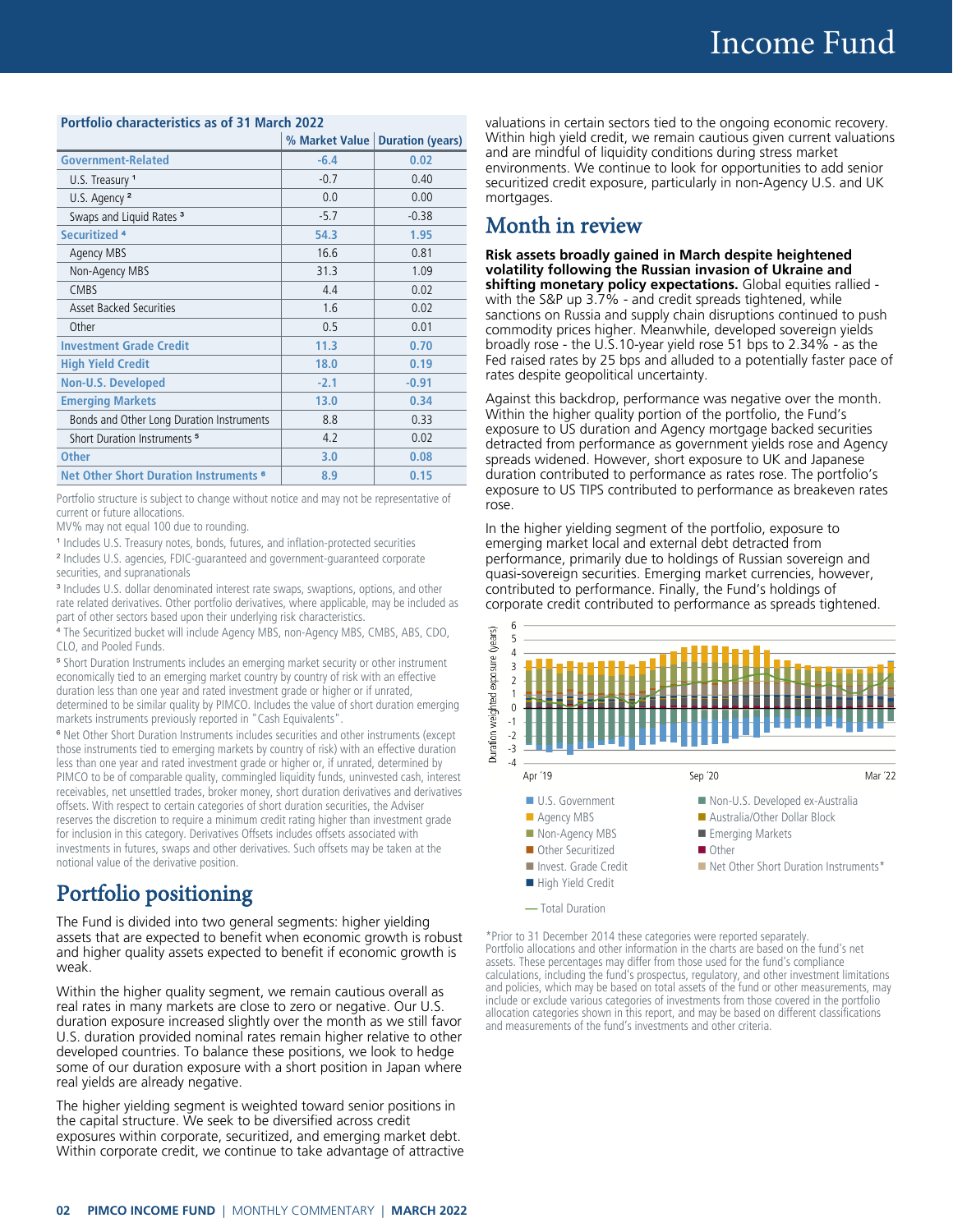# Income Fund

**Portfolio characteristics as of 31 March 2022**

| | % Market Value | Duration (years) |
|---|---|---|
| **Government-Related** | **-6.4** | **0.02** |
| U.S. Treasury [1] | -0.7 | 0.40 |
| U.S. Agency [2] | 0.0 | 0.00 |
| Swaps and Liquid Rates [3] | -5.7 | -0.38 |
| **Securitized [4]** | **54.3** | **1.95** |
| Agency MBS | 16.6 | 0.81 |
| Non-Agency MBS | 31.3 | 1.09 |
| CMBS | 4.4 | 0.02 |
| Asset Backed Securities | 1.6 | 0.02 |
| Other | 0.5 | 0.01 |
| **Investment Grade Credit** | **11.3** | **0.70** |
| **High Yield Credit** | **18.0** | **0.19** |
| **Non-U.S. Developed** | **-2.1** | **-0.91** |
| **Emerging Markets** | **13.0** | **0.34** |
| Bonds and Other Long Duration Instruments | 8.8 | 0.33 |
| Short Duration Instruments [5] | 4.2 | 0.02 |
| **Other** | **3.0** | **0.08** |
| **Net Other Short Duration Instruments [6]** | **8.9** | **0.15** |

Portfolio structure is subject to change without notice and may not be representative of current or future allocations.

MV% may not equal 100 due to rounding.

[1] Includes U.S. Treasury notes, bonds, futures, and inflation-protected securities

[2] Includes U.S. agencies, FDIC-guaranteed and government-guaranteed corporate securities, and supranationals

[3] Includes U.S. dollar denominated interest rate swaps, swaptions, options, and other rate related derivatives. Other portfolio derivatives, where applicable, may be included as part of other sectors based upon their underlying risk characteristics.

[4] The Securitized bucket will include Agency MBS, non-Agency MBS, CMBS, ABS, CDO, CLO, and Pooled Funds.

[5] Short Duration Instruments includes an emerging market security or other instrument economically tied to an emerging market country by country of risk with an effective duration less than one year and rated investment grade or higher or, if unrated, determined to be similar quality by PIMCO. Includes the value of short duration emerging markets instruments previously reported in "Cash Equivalents".

[6] Net Other Short Duration Instruments includes securities and other instruments (except those instruments tied to emerging markets by country of risk) with an effective duration less than one year and rated investment grade or higher or, if unrated, determined by PIMCO to be of comparable quality, commingled liquidity funds, uninvested cash, interest receivables, net unsettled trades, broker money, short duration derivatives and derivatives offsets. With respect to certain categories of short duration securities, the Adviser reserves the discretion to require a minimum credit rating higher than investment grade for inclusion in this category. Derivatives Offsets includes offsets associated with investments in futures, swaps and other derivatives. Such offsets may be taken at the notional value of the derivative position.

## Portfolio positioning

The Fund is divided into two general segments: higher yielding assets that are expected to benefit when economic growth is robust and higher quality assets expected to benefit if economic growth is weak.

Within the higher quality segment, we remain cautious overall as real rates in many markets are close to zero or negative. Our U.S. duration exposure increased slightly over the month as we still favor U.S. duration provided nominal rates remain higher relative to other developed countries. To balance these positions, we look to hedge some of our duration exposure with a short position in Japan where real yields are already negative.

The higher yielding segment is weighted toward senior positions in the capital structure. We seek to be diversified across credit exposures within corporate, securitized, and emerging market debt. Within corporate credit, we continue to take advantage of attractive valuations in certain sectors tied to the ongoing economic recovery. Within high yield credit, we remain cautious given current valuations and are mindful of liquidity conditions during stress market environments. We continue to look for opportunities to add senior securitized credit exposure, particularly in non-Agency U.S. and UK mortgages.

## Month in review

**Risk assets broadly gained in March despite heightened volatility following the Russian invasion of Ukraine and shifting monetary policy expectations.** Global equities rallied - with the S&P up 3.7% - and credit spreads tightened, while sanctions on Russia and supply chain disruptions continued to push commodity prices higher. Meanwhile, developed sovereign yields broadly rose - the U.S.10-year yield rose 51 bps to 2.34% - as the Fed raised rates by 25 bps and alluded to a potentially faster pace of rates despite geopolitical uncertainty.

Against this backdrop, performance was negative over the month. Within the higher quality portion of the portfolio, the Fund's exposure to US duration and Agency mortgage backed securities detracted from performance as government yields rose and Agency spreads widened. However, short exposure to UK and Japanese duration contributed to performance as rates rose. The portfolio's exposure to US TIPS contributed to performance as breakeven rates rose.

In the higher yielding segment of the portfolio, exposure to emerging market local and external debt detracted from performance, primarily due to holdings of Russian sovereign and quasi-sovereign securities. Emerging market currencies, however, contributed to performance. Finally, the Fund's holdings of corporate credit contributed to performance as spreads tightened.

Duration weighted exposure (years)

Apr '19 — Sep '20 — Mar '22

- U.S. Government
- Agency MBS
- Non-Agency MBS
- Other Securitized
- Invest. Grade Credit
- High Yield Credit
- Non-U.S. Developed ex-Australia
- Australia/Other Dollar Block
- Emerging Markets
- Other
- Net Other Short Duration Instruments*
- Total Duration

*Prior to 31 December 2014 these categories were reported separately.
Portfolio allocations and other information in the charts are based on the fund's net assets. These percentages may differ from those used for the fund's compliance calculations, including the fund's prospectus, regulatory, and other investment limitations and policies, which may be based on total assets of the fund or other measurements, may include or exclude various categories of investments from those covered in the portfolio allocation categories shown in this report, and may be based on different classifications and measurements of the fund's investments and other criteria.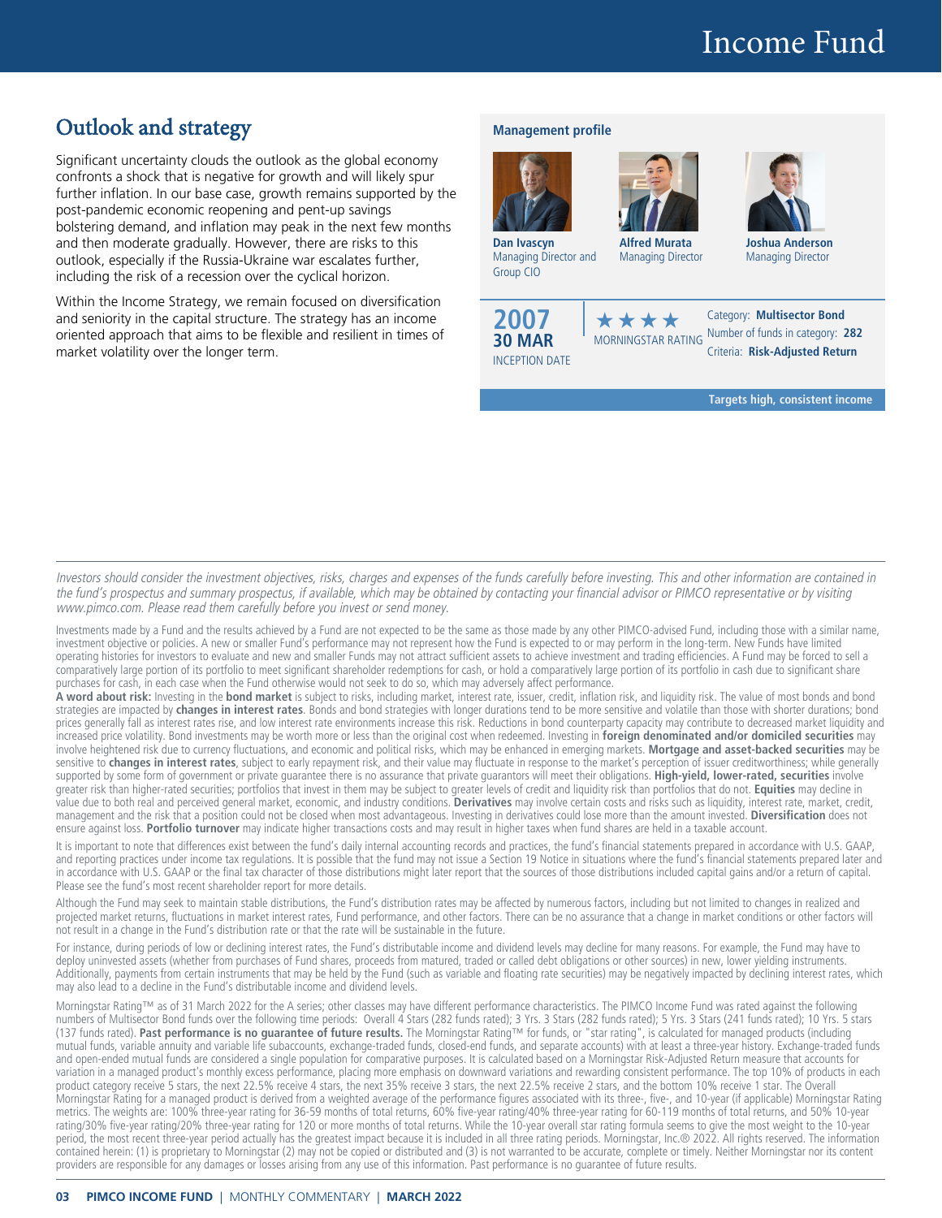## Outlook and strategy

Significant uncertainty clouds the outlook as the global economy confronts a shock that is negative for growth and will likely spur further inflation. In our base case, growth remains supported by the post-pandemic economic reopening and pent-up savings bolstering demand, and inflation may peak in the next few months and then moderate gradually. However, there are risks to this outlook, especially if the Russia-Ukraine war escalates further, including the risk of a recession over the cyclical horizon.

Within the Income Strategy, we remain focused on diversification and seniority in the capital structure. The strategy has an income oriented approach that aims to be flexible and resilient in times of market volatility over the longer term.

### Management profile

**Dan Ivascyn**
Managing Director and Group CIO

**Alfred Murata**
Managing Director

**Joshua Anderson**
Managing Director

**2007**
**30 MAR**
INCEPTION DATE

★★★★
MORNINGSTAR RATING

Category: **Multisector Bond**
Number of funds in category: **282**
Criteria: **Risk-Adjusted Return**

**Targets high, consistent income**

---

*Investors should consider the investment objectives, risks, charges and expenses of the funds carefully before investing. This and other information are contained in the fund's prospectus and summary prospectus, if available, which may be obtained by contacting your financial advisor or PIMCO representative or by visiting www.pimco.com. Please read them carefully before you invest or send money.*

Investments made by a Fund and the results achieved by a Fund are not expected to be the same as those made by any other PIMCO-advised Fund, including those with a similar name, investment objective or policies. A new or smaller Fund's performance may not represent how the Fund is expected to or may perform in the long-term. New Funds have limited operating histories for investors to evaluate and new and smaller Funds may not attract sufficient assets to achieve investment and trading efficiencies. A Fund may be forced to sell a comparatively large portion of its portfolio to meet significant shareholder redemptions for cash, or hold a comparatively large portion of its portfolio in cash due to significant share purchases for cash, in each case when the Fund otherwise would not seek to do so, which may adversely affect performance.

**A word about risk:** Investing in the **bond market** is subject to risks, including market, interest rate, issuer, credit, inflation risk, and liquidity risk. The value of most bonds and bond strategies are impacted by **changes in interest rates**. Bonds and bond strategies with longer durations tend to be more sensitive and volatile than those with shorter durations; bond prices generally fall as interest rates rise, and low interest rate environments increase this risk. Reductions in bond counterparty capacity may contribute to decreased market liquidity and increased price volatility. Bond investments may be worth more or less than the original cost when redeemed. Investing in **foreign denominated and/or domiciled securities** may involve heightened risk due to currency fluctuations, and economic and political risks, which may be enhanced in emerging markets. **Mortgage and asset-backed securities** may be sensitive to **changes in interest rates**, subject to early repayment risk, and their value may fluctuate in response to the market's perception of issuer creditworthiness; while generally supported by some form of government or private guarantee there is no assurance that private guarantors will meet their obligations. **High-yield, lower-rated, securities** involve greater risk than higher-rated securities; portfolios that invest in them may be subject to greater levels of credit and liquidity risk than portfolios that do not. **Equities** may decline in value due to both real and perceived general market, economic, and industry conditions. **Derivatives** may involve certain costs and risks such as liquidity, interest rate, market, credit, management and the risk that a position could not be closed when most advantageous. Investing in derivatives could lose more than the amount invested. **Diversification** does not ensure against loss. **Portfolio turnover** may indicate higher transactions costs and may result in higher taxes when fund shares are held in a taxable account.

It is important to note that differences exist between the fund's daily internal accounting records and practices, the fund's financial statements prepared in accordance with U.S. GAAP, and reporting practices under income tax regulations. It is possible that the fund may not issue a Section 19 Notice in situations where the fund's financial statements prepared later and in accordance with U.S. GAAP or the final tax character of those distributions might later report that the sources of those distributions included capital gains and/or a return of capital. Please see the fund's most recent shareholder report for more details.

Although the Fund may seek to maintain stable distributions, the Fund's distribution rates may be affected by numerous factors, including but not limited to changes in realized and projected market returns, fluctuations in market interest rates, Fund performance, and other factors. There can be no assurance that a change in market conditions or other factors will not result in a change in the Fund's distribution rate or that the rate will be sustainable in the future.

For instance, during periods of low or declining interest rates, the Fund's distributable income and dividend levels may decline for many reasons. For example, the Fund may have to deploy uninvested assets (whether from purchases of Fund shares, proceeds from matured, traded or called debt obligations or other sources) in new, lower yielding instruments. Additionally, payments from certain instruments that may be held by the Fund (such as variable and floating rate securities) may be negatively impacted by declining interest rates, which may also lead to a decline in the Fund's distributable income and dividend levels.

Morningstar Rating™ as of 31 March 2022 for the A series; other classes may have different performance characteristics. The PIMCO Income Fund was rated against the following numbers of Multisector Bond funds over the following time periods: Overall 4 Stars (282 funds rated); 3 Yrs. 3 Stars (282 funds rated); 5 Yrs. 3 Stars (241 funds rated); 10 Yrs. 5 stars (137 funds rated). **Past performance is no guarantee of future results.** The Morningstar Rating™ for funds, or "star rating", is calculated for managed products (including mutual funds, variable annuity and variable life subaccounts, exchange-traded funds, closed-end funds, and separate accounts) with at least a three-year history. Exchange-traded funds and open-ended mutual funds are considered a single population for comparative purposes. It is calculated based on a Morningstar Risk-Adjusted Return measure that accounts for variation in a managed product's monthly excess performance, placing more emphasis on downward variations and rewarding consistent performance. The top 10% of products in each product category receive 5 stars, the next 22.5% receive 4 stars, the next 35% receive 3 stars, the next 22.5% receive 2 stars, and the bottom 10% receive 1 star. The Overall Morningstar Rating for a managed product is derived from a weighted average of the performance figures associated with its three-, five-, and 10-year (if applicable) Morningstar Rating metrics. The weights are: 100% three-year rating for 36-59 months of total returns, 60% five-year rating/40% three-year rating for 60-119 months of total returns, and 50% 10-year rating/30% five-year rating/20% three-year rating for 120 or more months of total returns. While the 10-year overall star rating formula seems to give the most weight to the 10-year period, the most recent three-year period actually has the greatest impact because it is included in all three rating periods. Morningstar, Inc.® 2022. All rights reserved. The information contained herein: (1) is proprietary to Morningstar (2) may not be copied or distributed and (3) is not warranted to be accurate, complete or timely. Neither Morningstar nor its content providers are responsible for any damages or losses arising from any use of this information. Past performance is no guarantee of future results.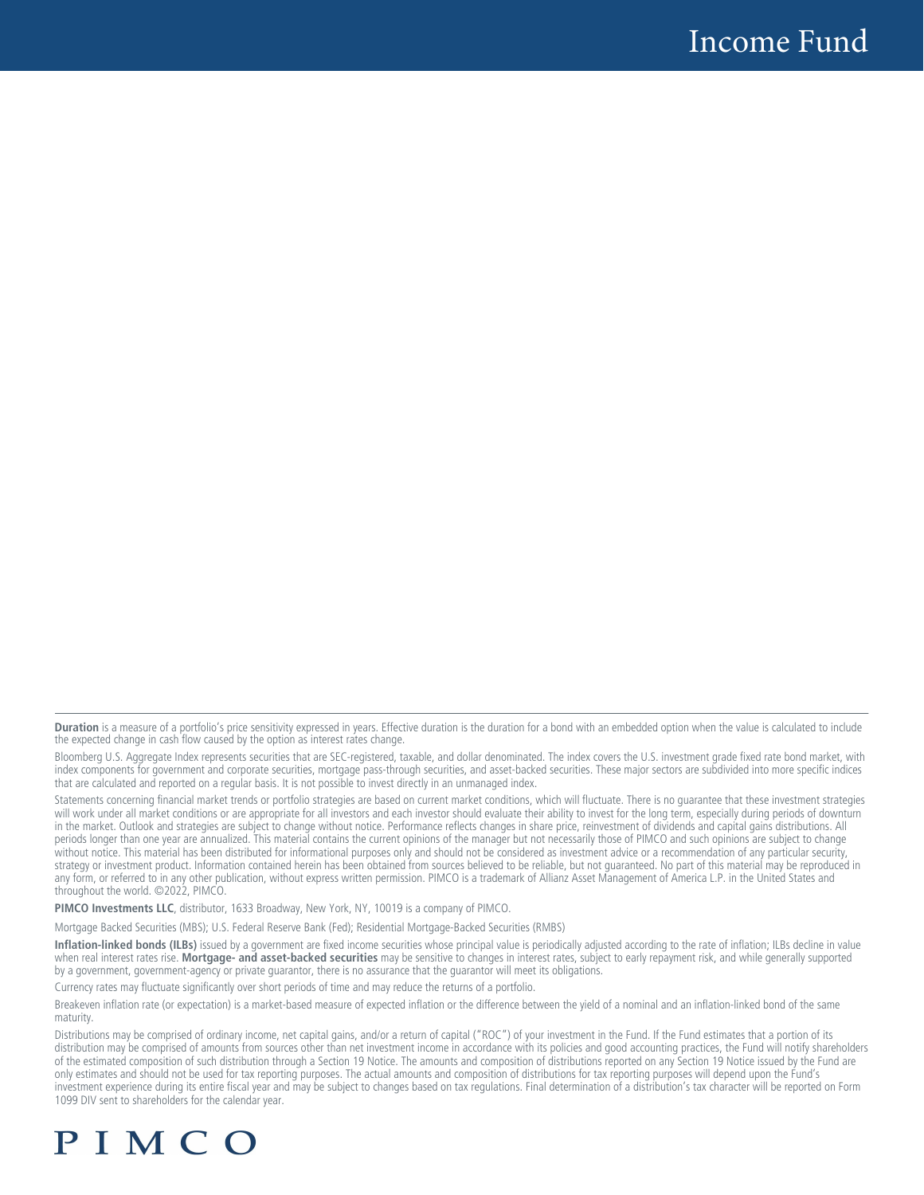**Duration** is a measure of a portfolio's price sensitivity expressed in years. Effective duration is the duration for a bond with an embedded option when the value is calculated to include the expected change in cash flow caused by the option as interest rates change.

Bloomberg U.S. Aggregate Index represents securities that are SEC-registered, taxable, and dollar denominated. The index covers the U.S. investment grade fixed rate bond market, with index components for government and corporate securities, mortgage pass-through securities, and asset-backed securities. These major sectors are subdivided into more specific indices that are calculated and reported on a regular basis. It is not possible to invest directly in an unmanaged index.

Statements concerning financial market trends or portfolio strategies are based on current market conditions, which will fluctuate. There is no guarantee that these investment strategies will work under all market conditions or are appropriate for all investors and each investor should evaluate their ability to invest for the long term, especially during periods of downturn in the market. Outlook and strategies are subject to change without notice. Performance reflects changes in share price, reinvestment of dividends and capital gains distributions. All periods longer than one year are annualized. This material contains the current opinions of the manager but not necessarily those of PIMCO and such opinions are subject to change without notice. This material has been distributed for informational purposes only and should not be considered as investment advice or a recommendation of any particular security, strategy or investment product. Information contained herein has been obtained from sources believed to be reliable, but not guaranteed. No part of this material may be reproduced in any form, or referred to in any other publication, without express written permission. PIMCO is a trademark of Allianz Asset Management of America L.P. in the United States and throughout the world. ©2022, PIMCO.

**PIMCO Investments LLC**, distributor, 1633 Broadway, New York, NY, 10019 is a company of PIMCO.

Mortgage Backed Securities (MBS); U.S. Federal Reserve Bank (Fed); Residential Mortgage-Backed Securities (RMBS)

**Inflation-linked bonds (ILBs)** issued by a government are fixed income securities whose principal value is periodically adjusted according to the rate of inflation; ILBs decline in value when real interest rates rise. **Mortgage- and asset-backed securities** may be sensitive to changes in interest rates, subject to early repayment risk, and while generally supported by a government, government-agency or private guarantor, there is no assurance that the guarantor will meet its obligations.

Currency rates may fluctuate significantly over short periods of time and may reduce the returns of a portfolio.

Breakeven inflation rate (or expectation) is a market-based measure of expected inflation or the difference between the yield of a nominal and an inflation-linked bond of the same maturity.

Distributions may be comprised of ordinary income, net capital gains, and/or a return of capital ("ROC") of your investment in the Fund. If the Fund estimates that a portion of its distribution may be comprised of amounts from sources other than net investment income in accordance with its policies and good accounting practices, the Fund will notify shareholders of the estimated composition of such distribution through a Section 19 Notice. The amounts and composition of distributions reported on any Section 19 Notice issued by the Fund are only estimates and should not be used for tax reporting purposes. The actual amounts and composition of distributions for tax reporting purposes will depend upon the Fund's investment experience during its entire fiscal year and may be subject to changes based on tax regulations. Final determination of a distribution's tax character will be reported on Form 1099 DIV sent to shareholders for the calendar year.

PIMCO